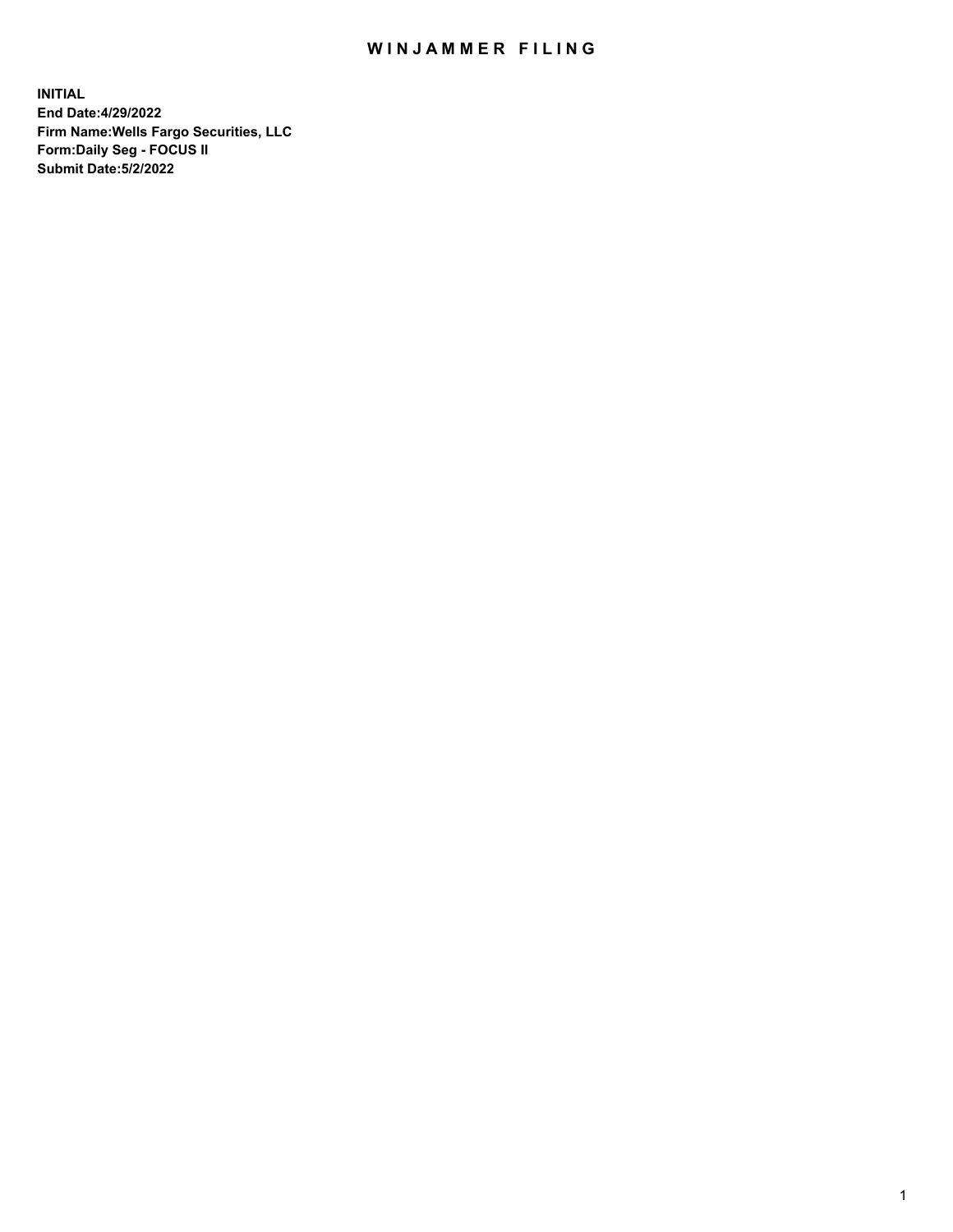# WINJAMMER FILING

**INITIAL**
**End Date:4/29/2022**
**Firm Name:Wells Fargo Securities, LLC**
**Form:Daily Seg - FOCUS II**
**Submit Date:5/2/2022**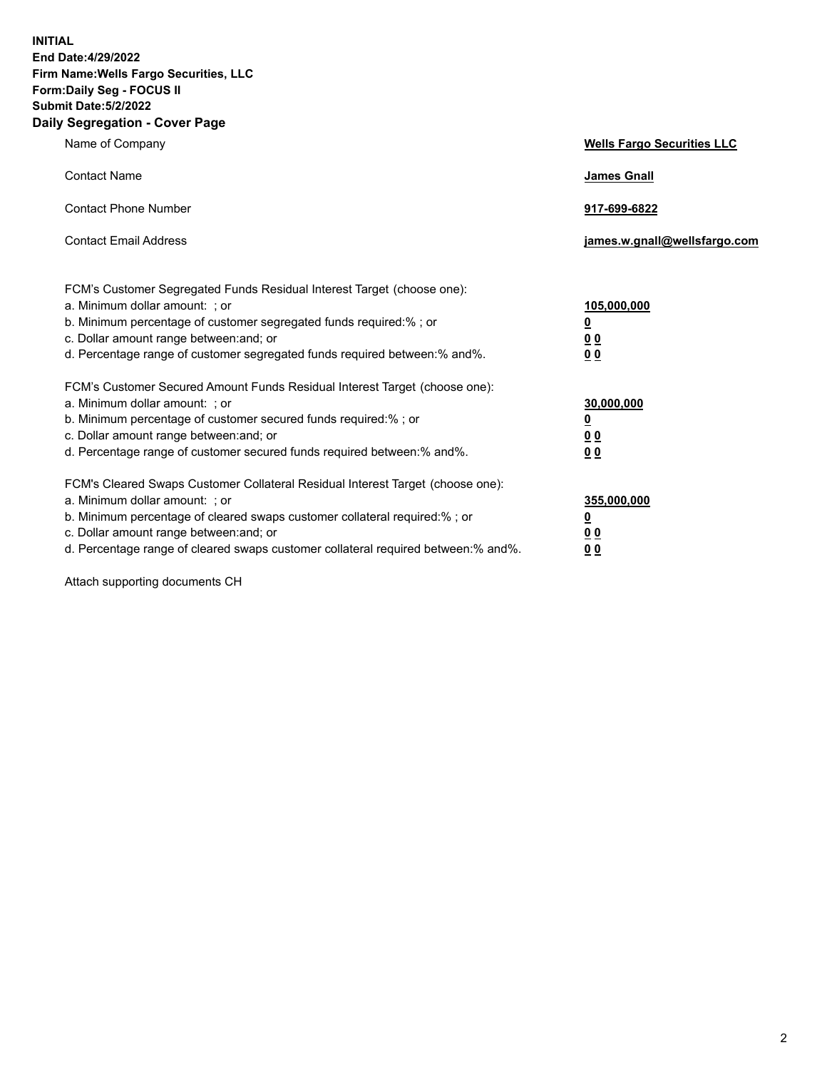**INITIAL**
**End Date:4/29/2022**
**Firm Name:Wells Fargo Securities, LLC**
**Form:Daily Seg - FOCUS II**
**Submit Date:5/2/2022**

## Daily Segregation - Cover Page

| | |
|---|---|
| Name of Company | **Wells Fargo Securities LLC** |
| Contact Name | **James Gnall** |
| Contact Phone Number | **917-699-6822** |
| Contact Email Address | **james.w.gnall@wellsfargo.com** |

| | |
|---|---|
| FCM's Customer Segregated Funds Residual Interest Target (choose one): | |
| a. Minimum dollar amount: ; or | **105,000,000** |
| b. Minimum percentage of customer segregated funds required:% ; or | **0** |
| c. Dollar amount range between:and; or | **0 0** |
| d. Percentage range of customer segregated funds required between:% and%. | **0 0** |
| FCM's Customer Secured Amount Funds Residual Interest Target (choose one): | |
| a. Minimum dollar amount: ; or | **30,000,000** |
| b. Minimum percentage of customer secured funds required:% ; or | **0** |
| c. Dollar amount range between:and; or | **0 0** |
| d. Percentage range of customer secured funds required between:% and%. | **0 0** |
| FCM's Cleared Swaps Customer Collateral Residual Interest Target (choose one): | |
| a. Minimum dollar amount: ; or | **355,000,000** |
| b. Minimum percentage of cleared swaps customer collateral required:% ; or | **0** |
| c. Dollar amount range between:and; or | **0 0** |
| d. Percentage range of cleared swaps customer collateral required between:% and%. | **0 0** |

Attach supporting documents CH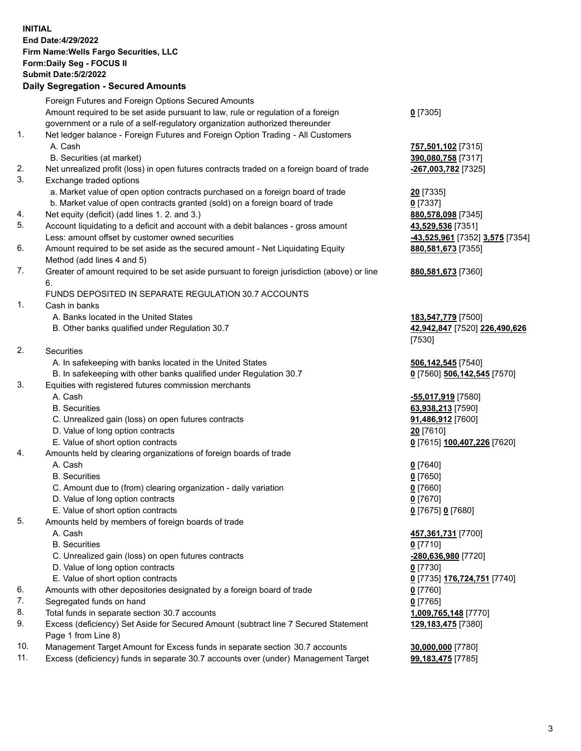**INITIAL**
**End Date:4/29/2022**
**Firm Name:Wells Fargo Securities, LLC**
**Form:Daily Seg - FOCUS II**
**Submit Date:5/2/2022**

## Daily Segregation - Secured Amounts

| | | |
|---|---|---|
| | Foreign Futures and Foreign Options Secured Amounts | |
| | Amount required to be set aside pursuant to law, rule or regulation of a foreign government or a rule of a self-regulatory organization authorized thereunder | **0** [7305] |
| 1. | Net ledger balance - Foreign Futures and Foreign Option Trading - All Customers | |
| | A. Cash | **757,501,102** [7315] |
| | B. Securities (at market) | **390,080,758** [7317] |
| 2. | Net unrealized profit (loss) in open futures contracts traded on a foreign board of trade | **-267,003,782** [7325] |
| 3. | Exchange traded options | |
| | a. Market value of open option contracts purchased on a foreign board of trade | **20** [7335] |
| | b. Market value of open contracts granted (sold) on a foreign board of trade | **0** [7337] |
| 4. | Net equity (deficit) (add lines 1. 2. and 3.) | **880,578,098** [7345] |
| 5. | Account liquidating to a deficit and account with a debit balances - gross amount | **43,529,536** [7351] |
| | Less: amount offset by customer owned securities | **-43,525,961** [7352] **3,575** [7354] |
| 6. | Amount required to be set aside as the secured amount - Net Liquidating Equity Method (add lines 4 and 5) | **880,581,673** [7355] |
| 7. | Greater of amount required to be set aside pursuant to foreign jurisdiction (above) or line 6. | **880,581,673** [7360] |
| | FUNDS DEPOSITED IN SEPARATE REGULATION 30.7 ACCOUNTS | |
| 1. | Cash in banks | |
| | A. Banks located in the United States | **183,547,779** [7500] |
| | B. Other banks qualified under Regulation 30.7 | **42,942,847** [7520] **226,490,626** [7530] |
| 2. | Securities | |
| | A. In safekeeping with banks located in the United States | **506,142,545** [7540] |
| | B. In safekeeping with other banks qualified under Regulation 30.7 | **0** [7560] **506,142,545** [7570] |
| 3. | Equities with registered futures commission merchants | |
| | A. Cash | **-55,017,919** [7580] |
| | B. Securities | **63,938,213** [7590] |
| | C. Unrealized gain (loss) on open futures contracts | **91,486,912** [7600] |
| | D. Value of long option contracts | **20** [7610] |
| | E. Value of short option contracts | **0** [7615] **100,407,226** [7620] |
| 4. | Amounts held by clearing organizations of foreign boards of trade | |
| | A. Cash | **0** [7640] |
| | B. Securities | **0** [7650] |
| | C. Amount due to (from) clearing organization - daily variation | **0** [7660] |
| | D. Value of long option contracts | **0** [7670] |
| | E. Value of short option contracts | **0** [7675] **0** [7680] |
| 5. | Amounts held by members of foreign boards of trade | |
| | A. Cash | **457,361,731** [7700] |
| | B. Securities | **0** [7710] |
| | C. Unrealized gain (loss) on open futures contracts | **-280,636,980** [7720] |
| | D. Value of long option contracts | **0** [7730] |
| | E. Value of short option contracts | **0** [7735] **176,724,751** [7740] |
| 6. | Amounts with other depositories designated by a foreign board of trade | **0** [7760] |
| 7. | Segregated funds on hand | **0** [7765] |
| 8. | Total funds in separate section 30.7 accounts | **1,009,765,148** [7770] |
| 9. | Excess (deficiency) Set Aside for Secured Amount (subtract line 7 Secured Statement Page 1 from Line 8) | **129,183,475** [7380] |
| 10. | Management Target Amount for Excess funds in separate section 30.7 accounts | **30,000,000** [7780] |
| 11. | Excess (deficiency) funds in separate 30.7 accounts over (under) Management Target | **99,183,475** [7785] |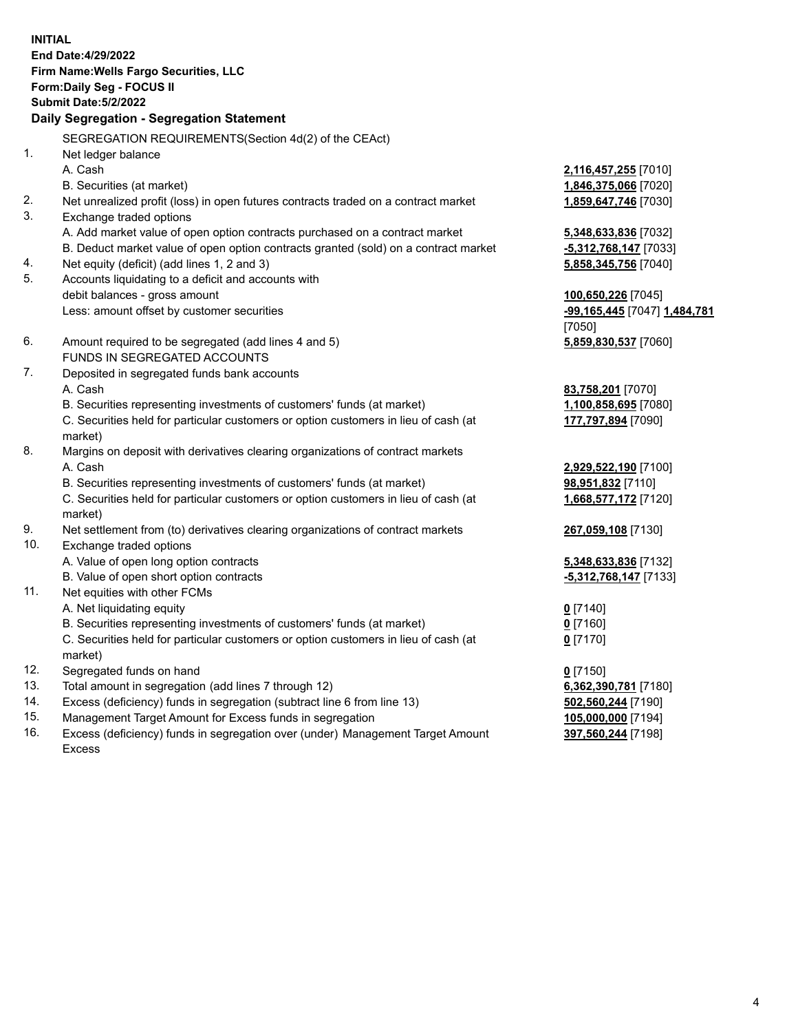**INITIAL**
**End Date:4/29/2022**
**Firm Name:Wells Fargo Securities, LLC**
**Form:Daily Seg - FOCUS II**
**Submit Date:5/2/2022**

**Daily Segregation - Segregation Statement**

SEGREGATION REQUIREMENTS(Section 4d(2) of the CEAct)

| | | |
|---|---|---|
| 1. | Net ledger balance | |
| | A. Cash | **2,116,457,255** [7010] |
| | B. Securities (at market) | **1,846,375,066** [7020] |
| 2. | Net unrealized profit (loss) in open futures contracts traded on a contract market | **1,859,647,746** [7030] |
| 3. | Exchange traded options | |
| | A. Add market value of open option contracts purchased on a contract market | **5,348,633,836** [7032] |
| | B. Deduct market value of open option contracts granted (sold) on a contract market | **-5,312,768,147** [7033] |
| 4. | Net equity (deficit) (add lines 1, 2 and 3) | **5,858,345,756** [7040] |
| 5. | Accounts liquidating to a deficit and accounts with debit balances - gross amount | **100,650,226** [7045] |
| | Less: amount offset by customer securities | **-99,165,445** [7047] **1,484,781** [7050] |
| 6. | Amount required to be segregated (add lines 4 and 5) | **5,859,830,537** [7060] |
| | FUNDS IN SEGREGATED ACCOUNTS | |
| 7. | Deposited in segregated funds bank accounts | |
| | A. Cash | **83,758,201** [7070] |
| | B. Securities representing investments of customers' funds (at market) | **1,100,858,695** [7080] |
| | C. Securities held for particular customers or option customers in lieu of cash (at market) | **177,797,894** [7090] |
| 8. | Margins on deposit with derivatives clearing organizations of contract markets | |
| | A. Cash | **2,929,522,190** [7100] |
| | B. Securities representing investments of customers' funds (at market) | **98,951,832** [7110] |
| | C. Securities held for particular customers or option customers in lieu of cash (at market) | **1,668,577,172** [7120] |
| 9. | Net settlement from (to) derivatives clearing organizations of contract markets | **267,059,108** [7130] |
| 10. | Exchange traded options | |
| | A. Value of open long option contracts | **5,348,633,836** [7132] |
| | B. Value of open short option contracts | **-5,312,768,147** [7133] |
| 11. | Net equities with other FCMs | |
| | A. Net liquidating equity | **0** [7140] |
| | B. Securities representing investments of customers' funds (at market) | **0** [7160] |
| | C. Securities held for particular customers or option customers in lieu of cash (at market) | **0** [7170] |
| 12. | Segregated funds on hand | **0** [7150] |
| 13. | Total amount in segregation (add lines 7 through 12) | **6,362,390,781** [7180] |
| 14. | Excess (deficiency) funds in segregation (subtract line 6 from line 13) | **502,560,244** [7190] |
| 15. | Management Target Amount for Excess funds in segregation | **105,000,000** [7194] |
| 16. | Excess (deficiency) funds in segregation over (under) Management Target Amount Excess | **397,560,244** [7198] |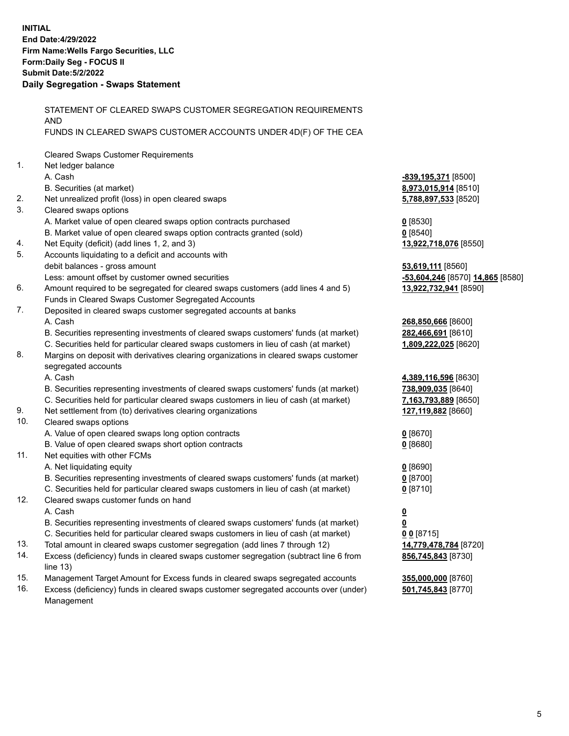**INITIAL**
**End Date:4/29/2022**
**Firm Name:Wells Fargo Securities, LLC**
**Form:Daily Seg - FOCUS II**
**Submit Date:5/2/2022**
**Daily Segregation - Swaps Statement**

STATEMENT OF CLEARED SWAPS CUSTOMER SEGREGATION REQUIREMENTS AND
FUNDS IN CLEARED SWAPS CUSTOMER ACCOUNTS UNDER 4D(F) OF THE CEA

| | | |
|---|---|---|
| | Cleared Swaps Customer Requirements | |
| 1. | Net ledger balance | |
| | A. Cash | **-839,195,371** [8500] |
| | B. Securities (at market) | **8,973,015,914** [8510] |
| 2. | Net unrealized profit (loss) in open cleared swaps | **5,788,897,533** [8520] |
| 3. | Cleared swaps options | |
| | A. Market value of open cleared swaps option contracts purchased | **0** [8530] |
| | B. Market value of open cleared swaps option contracts granted (sold) | **0** [8540] |
| 4. | Net Equity (deficit) (add lines 1, 2, and 3) | **13,922,718,076** [8550] |
| 5. | Accounts liquidating to a deficit and accounts with debit balances - gross amount | **53,619,111** [8560] |
| | Less: amount offset by customer owned securities | **-53,604,246** [8570] **14,865** [8580] |
| 6. | Amount required to be segregated for cleared swaps customers (add lines 4 and 5) | **13,922,732,941** [8590] |
| | Funds in Cleared Swaps Customer Segregated Accounts | |
| 7. | Deposited in cleared swaps customer segregated accounts at banks | |
| | A. Cash | **268,850,666** [8600] |
| | B. Securities representing investments of cleared swaps customers' funds (at market) | **282,466,691** [8610] |
| | C. Securities held for particular cleared swaps customers in lieu of cash (at market) | **1,809,222,025** [8620] |
| 8. | Margins on deposit with derivatives clearing organizations in cleared swaps customer segregated accounts | |
| | A. Cash | **4,389,116,596** [8630] |
| | B. Securities representing investments of cleared swaps customers' funds (at market) | **738,909,035** [8640] |
| | C. Securities held for particular cleared swaps customers in lieu of cash (at market) | **7,163,793,889** [8650] |
| 9. | Net settlement from (to) derivatives clearing organizations | **127,119,882** [8660] |
| 10. | Cleared swaps options | |
| | A. Value of open cleared swaps long option contracts | **0** [8670] |
| | B. Value of open cleared swaps short option contracts | **0** [8680] |
| 11. | Net equities with other FCMs | |
| | A. Net liquidating equity | **0** [8690] |
| | B. Securities representing investments of cleared swaps customers' funds (at market) | **0** [8700] |
| | C. Securities held for particular cleared swaps customers in lieu of cash (at market) | **0** [8710] |
| 12. | Cleared swaps customer funds on hand | |
| | A. Cash | **0** |
| | B. Securities representing investments of cleared swaps customers' funds (at market) | **0** |
| | C. Securities held for particular cleared swaps customers in lieu of cash (at market) | **0** **0** [8715] |
| 13. | Total amount in cleared swaps customer segregation (add lines 7 through 12) | **14,779,478,784** [8720] |
| 14. | Excess (deficiency) funds in cleared swaps customer segregation (subtract line 6 from line 13) | **856,745,843** [8730] |
| 15. | Management Target Amount for Excess funds in cleared swaps segregated accounts | **355,000,000** [8760] |
| 16. | Excess (deficiency) funds in cleared swaps customer segregated accounts over (under) Management | **501,745,843** [8770] |